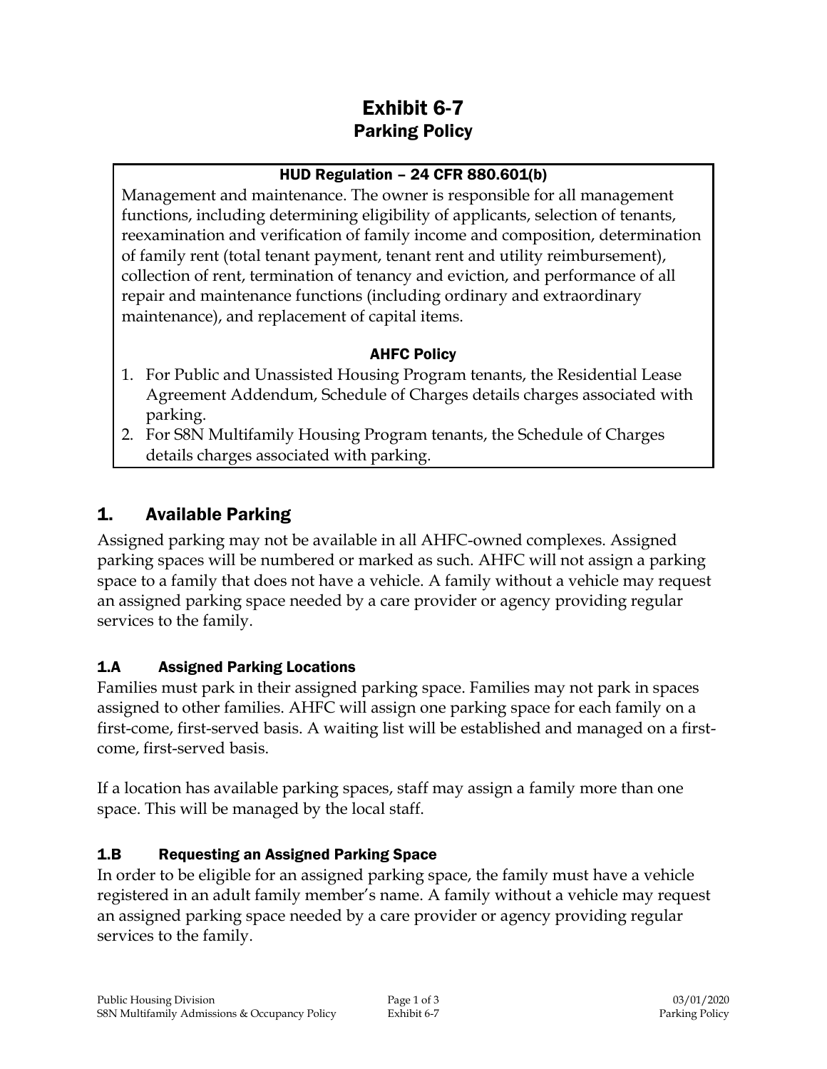# Exhibit 6-7
## Parking Policy

**HUD Regulation – 24 CFR 880.601(b)**

Management and maintenance. The owner is responsible for all management functions, including determining eligibility of applicants, selection of tenants, reexamination and verification of family income and composition, determination of family rent (total tenant payment, tenant rent and utility reimbursement), collection of rent, termination of tenancy and eviction, and performance of all repair and maintenance functions (including ordinary and extraordinary maintenance), and replacement of capital items.

**AHFC Policy**

1. For Public and Unassisted Housing Program tenants, the Residential Lease Agreement Addendum, Schedule of Charges details charges associated with parking.
2. For S8N Multifamily Housing Program tenants, the Schedule of Charges details charges associated with parking.

## 1. Available Parking

Assigned parking may not be available in all AHFC-owned complexes. Assigned parking spaces will be numbered or marked as such. AHFC will not assign a parking space to a family that does not have a vehicle. A family without a vehicle may request an assigned parking space needed by a care provider or agency providing regular services to the family.

### 1.A Assigned Parking Locations

Families must park in their assigned parking space. Families may not park in spaces assigned to other families. AHFC will assign one parking space for each family on a first-come, first-served basis. A waiting list will be established and managed on a first-come, first-served basis.

If a location has available parking spaces, staff may assign a family more than one space. This will be managed by the local staff.

### 1.B Requesting an Assigned Parking Space

In order to be eligible for an assigned parking space, the family must have a vehicle registered in an adult family member's name. A family without a vehicle may request an assigned parking space needed by a care provider or agency providing regular services to the family.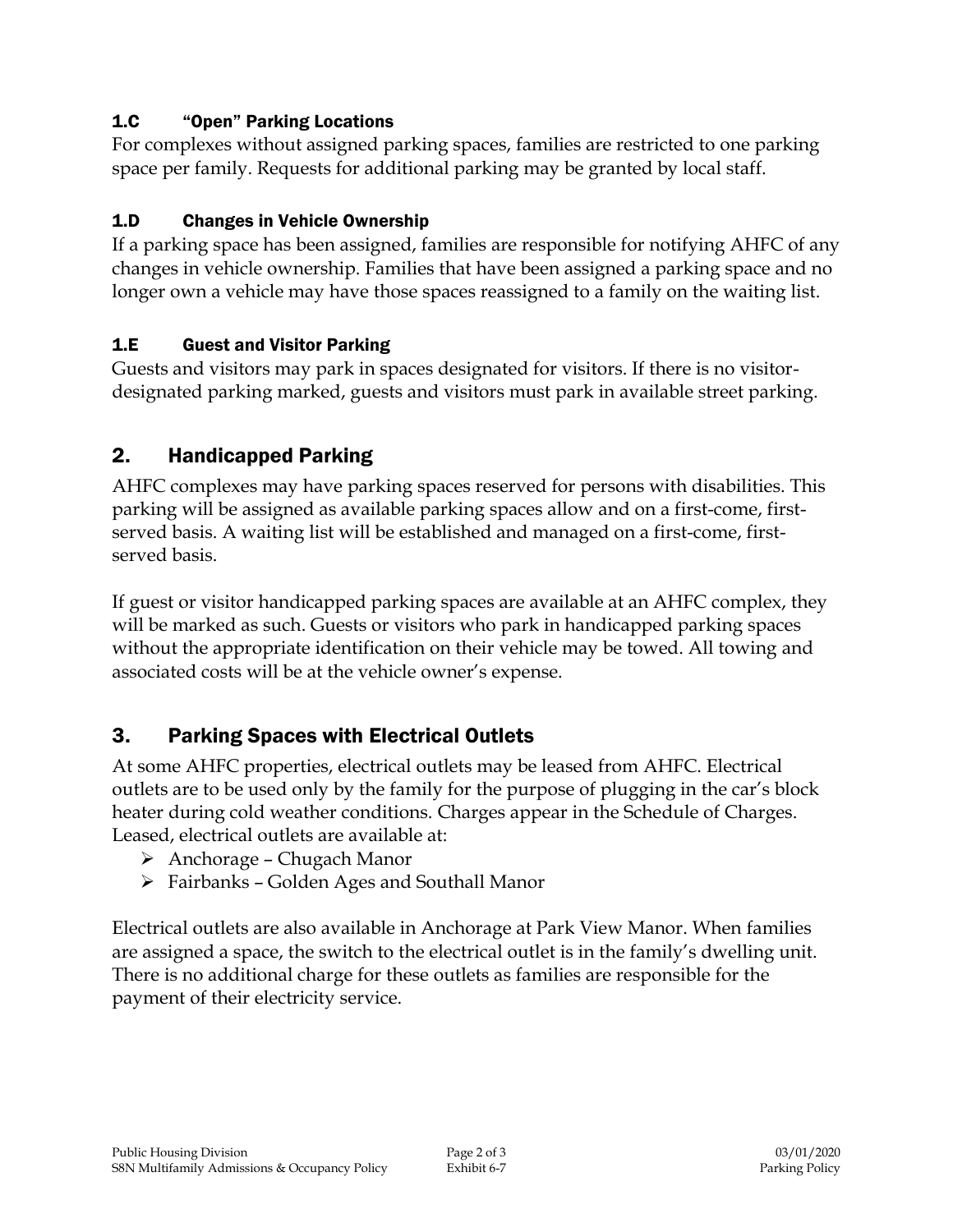### 1.C "Open" Parking Locations

For complexes without assigned parking spaces, families are restricted to one parking space per family. Requests for additional parking may be granted by local staff.

### 1.D Changes in Vehicle Ownership

If a parking space has been assigned, families are responsible for notifying AHFC of any changes in vehicle ownership. Families that have been assigned a parking space and no longer own a vehicle may have those spaces reassigned to a family on the waiting list.

### 1.E Guest and Visitor Parking

Guests and visitors may park in spaces designated for visitors. If there is no visitor-designated parking marked, guests and visitors must park in available street parking.

## 2. Handicapped Parking

AHFC complexes may have parking spaces reserved for persons with disabilities. This parking will be assigned as available parking spaces allow and on a first-come, first-served basis. A waiting list will be established and managed on a first-come, first-served basis.

If guest or visitor handicapped parking spaces are available at an AHFC complex, they will be marked as such. Guests or visitors who park in handicapped parking spaces without the appropriate identification on their vehicle may be towed. All towing and associated costs will be at the vehicle owner's expense.

## 3. Parking Spaces with Electrical Outlets

At some AHFC properties, electrical outlets may be leased from AHFC. Electrical outlets are to be used only by the family for the purpose of plugging in the car's block heater during cold weather conditions. Charges appear in the Schedule of Charges. Leased, electrical outlets are available at:

- Anchorage – Chugach Manor
- Fairbanks – Golden Ages and Southall Manor

Electrical outlets are also available in Anchorage at Park View Manor. When families are assigned a space, the switch to the electrical outlet is in the family's dwelling unit. There is no additional charge for these outlets as families are responsible for the payment of their electricity service.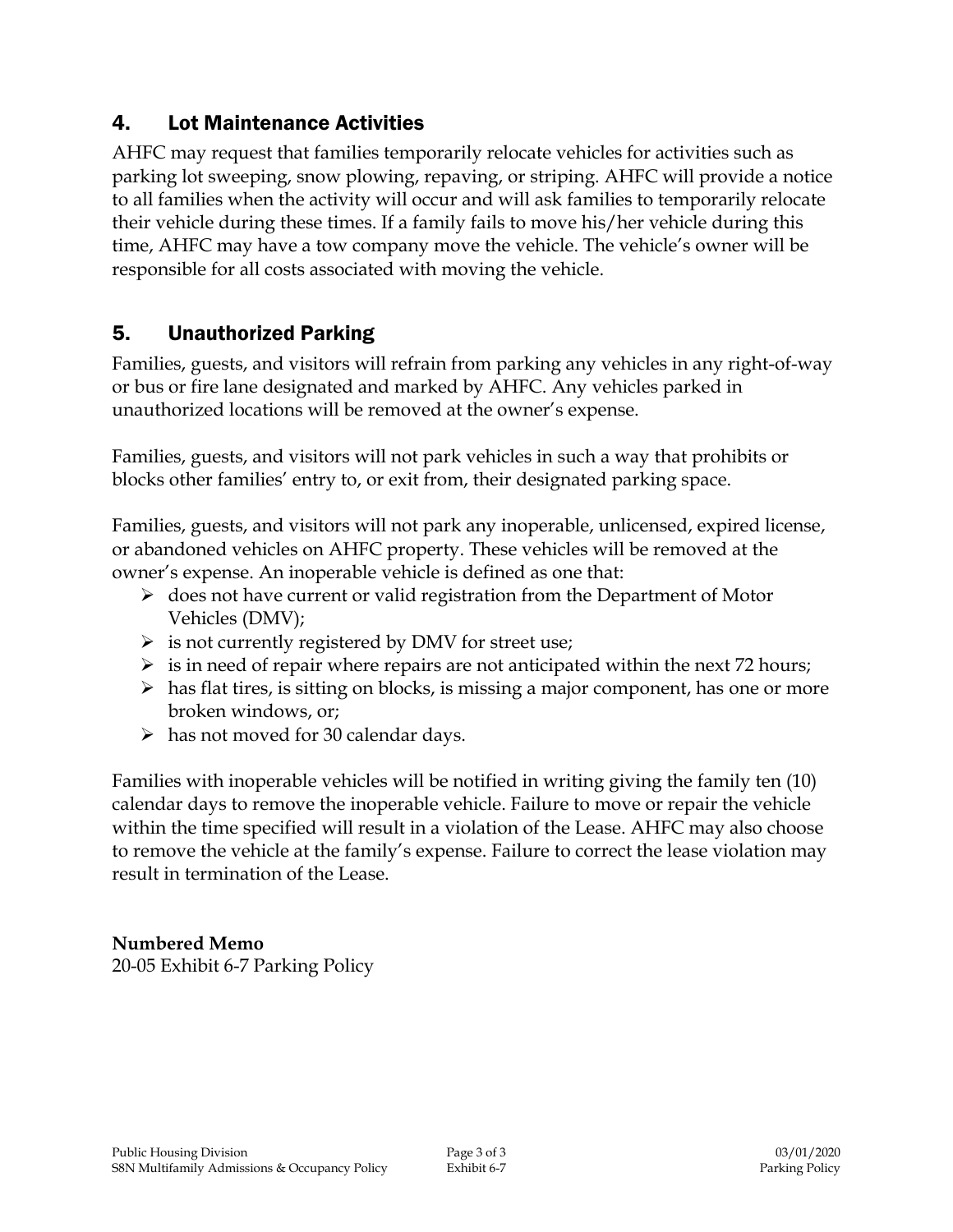## 4. Lot Maintenance Activities

AHFC may request that families temporarily relocate vehicles for activities such as parking lot sweeping, snow plowing, repaving, or striping. AHFC will provide a notice to all families when the activity will occur and will ask families to temporarily relocate their vehicle during these times. If a family fails to move his/her vehicle during this time, AHFC may have a tow company move the vehicle. The vehicle's owner will be responsible for all costs associated with moving the vehicle.

## 5. Unauthorized Parking

Families, guests, and visitors will refrain from parking any vehicles in any right-of-way or bus or fire lane designated and marked by AHFC. Any vehicles parked in unauthorized locations will be removed at the owner's expense.

Families, guests, and visitors will not park vehicles in such a way that prohibits or blocks other families' entry to, or exit from, their designated parking space.

Families, guests, and visitors will not park any inoperable, unlicensed, expired license, or abandoned vehicles on AHFC property. These vehicles will be removed at the owner's expense. An inoperable vehicle is defined as one that:

- does not have current or valid registration from the Department of Motor Vehicles (DMV);
- is not currently registered by DMV for street use;
- is in need of repair where repairs are not anticipated within the next 72 hours;
- has flat tires, is sitting on blocks, is missing a major component, has one or more broken windows, or;
- has not moved for 30 calendar days.

Families with inoperable vehicles will be notified in writing giving the family ten (10) calendar days to remove the inoperable vehicle. Failure to move or repair the vehicle within the time specified will result in a violation of the Lease. AHFC may also choose to remove the vehicle at the family's expense. Failure to correct the lease violation may result in termination of the Lease.

**Numbered Memo**
20-05 Exhibit 6-7 Parking Policy